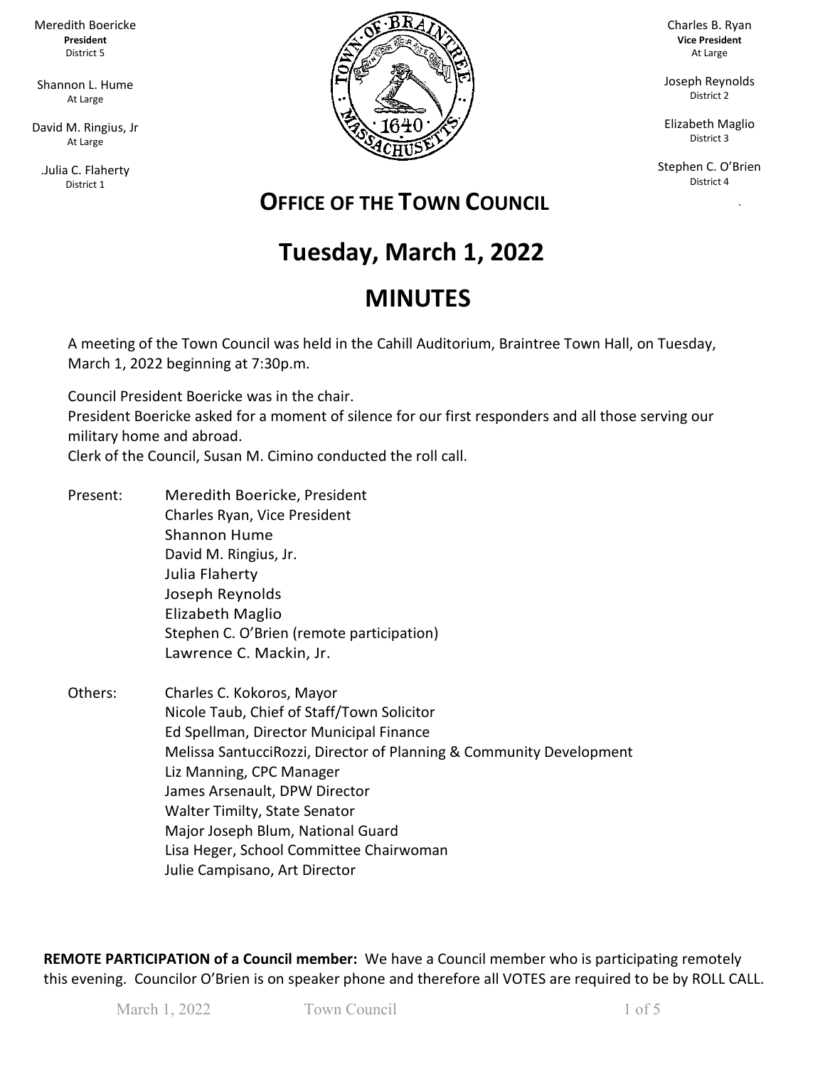Meredith Boericke
**President**
District 5

Shannon L. Hume
At Large

David M. Ringius, Jr
At Large

.Julia C. Flaherty
District 1

Charles B. Ryan
**Vice President**
At Large

Joseph Reynolds
District 2

Elizabeth Maglio
District 3

Stephen C. O'Brien
District 4

## OFFICE OF THE TOWN COUNCIL

# Tuesday, March 1, 2022

# MINUTES

A meeting of the Town Council was held in the Cahill Auditorium, Braintree Town Hall, on Tuesday, March 1, 2022 beginning at 7:30p.m.

Council President Boericke was in the chair.
President Boericke asked for a moment of silence for our first responders and all those serving our military home and abroad.
Clerk of the Council, Susan M. Cimino conducted the roll call.

Present:
- Meredith Boericke, President
- Charles Ryan, Vice President
- Shannon Hume
- David M. Ringius, Jr.
- Julia Flaherty
- Joseph Reynolds
- Elizabeth Maglio
- Stephen C. O'Brien (remote participation)
- Lawrence C. Mackin, Jr.

Others:
- Charles C. Kokoros, Mayor
- Nicole Taub, Chief of Staff/Town Solicitor
- Ed Spellman, Director Municipal Finance
- Melissa SantucciRozzi, Director of Planning & Community Development
- Liz Manning, CPC Manager
- James Arsenault, DPW Director
- Walter Timilty, State Senator
- Major Joseph Blum, National Guard
- Lisa Heger, School Committee Chairwoman
- Julie Campisano, Art Director

**REMOTE PARTICIPATION of a Council member:** We have a Council member who is participating remotely this evening. Councilor O'Brien is on speaker phone and therefore all VOTES are required to be by ROLL CALL.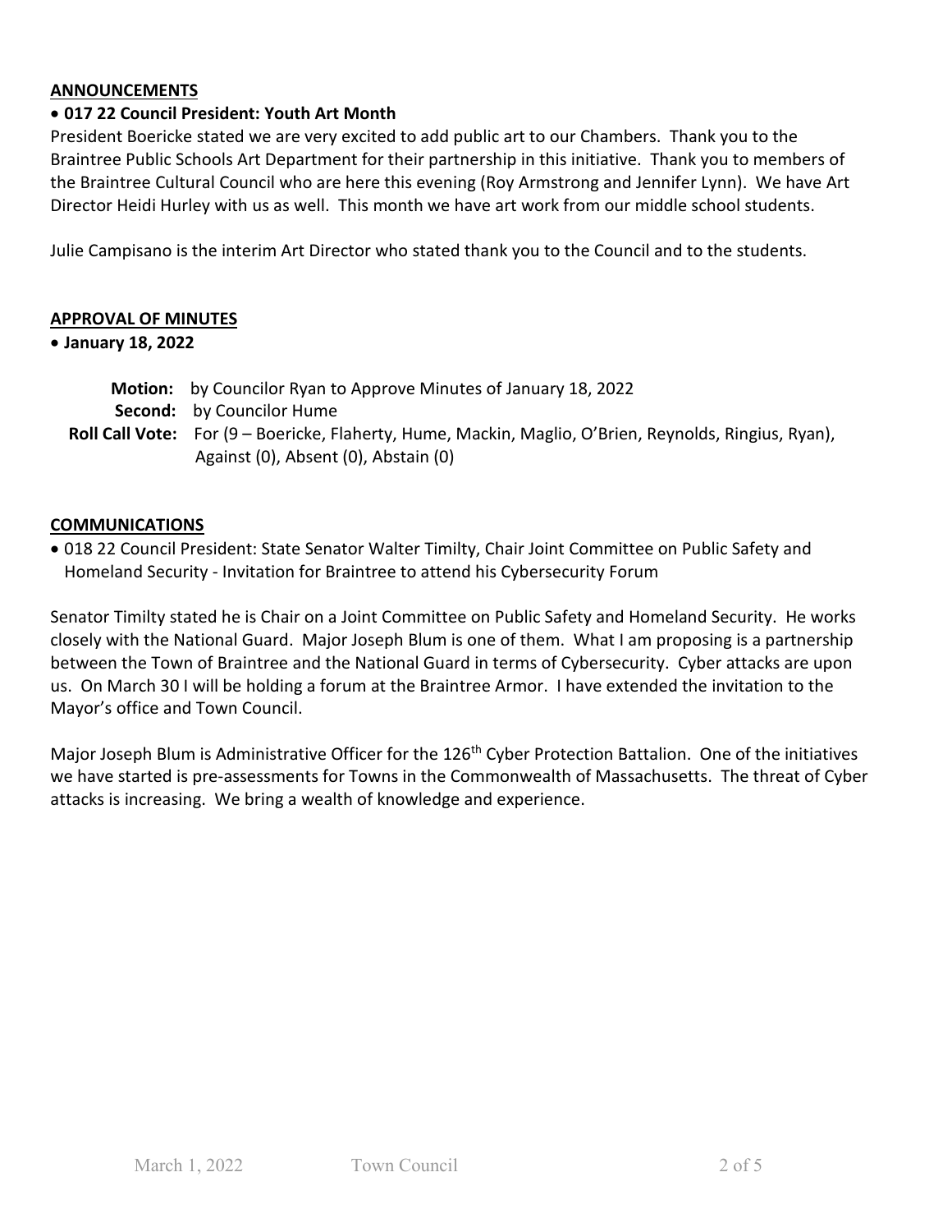**ANNOUNCEMENTS**

- **017 22 Council President: Youth Art Month**

President Boericke stated we are very excited to add public art to our Chambers. Thank you to the Braintree Public Schools Art Department for their partnership in this initiative. Thank you to members of the Braintree Cultural Council who are here this evening (Roy Armstrong and Jennifer Lynn). We have Art Director Heidi Hurley with us as well. This month we have art work from our middle school students.

Julie Campisano is the interim Art Director who stated thank you to the Council and to the students.

**APPROVAL OF MINUTES**

- **January 18, 2022**

**Motion:** by Councilor Ryan to Approve Minutes of January 18, 2022
**Second:** by Councilor Hume
**Roll Call Vote:** For (9 – Boericke, Flaherty, Hume, Mackin, Maglio, O'Brien, Reynolds, Ringius, Ryan), Against (0), Absent (0), Abstain (0)

**COMMUNICATIONS**

- 018 22 Council President: State Senator Walter Timilty, Chair Joint Committee on Public Safety and Homeland Security - Invitation for Braintree to attend his Cybersecurity Forum

Senator Timilty stated he is Chair on a Joint Committee on Public Safety and Homeland Security. He works closely with the National Guard. Major Joseph Blum is one of them. What I am proposing is a partnership between the Town of Braintree and the National Guard in terms of Cybersecurity. Cyber attacks are upon us. On March 30 I will be holding a forum at the Braintree Armor. I have extended the invitation to the Mayor's office and Town Council.

Major Joseph Blum is Administrative Officer for the 126th Cyber Protection Battalion. One of the initiatives we have started is pre-assessments for Towns in the Commonwealth of Massachusetts. The threat of Cyber attacks is increasing. We bring a wealth of knowledge and experience.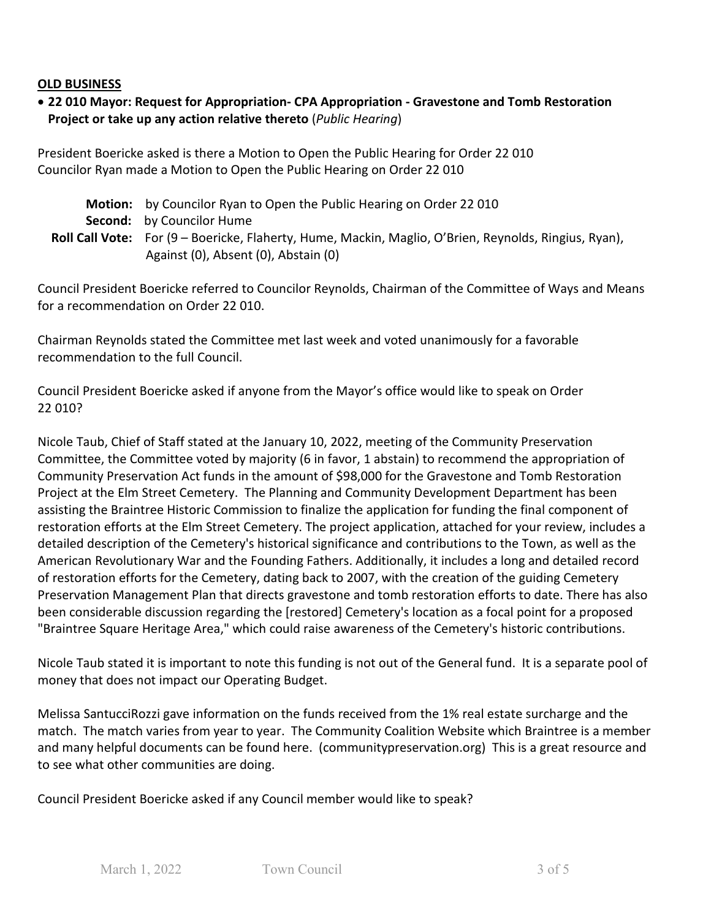**OLD BUSINESS**

- **22 010 Mayor: Request for Appropriation- CPA Appropriation - Gravestone and Tomb Restoration Project or take up any action relative thereto** (*Public Hearing*)

President Boericke asked is there a Motion to Open the Public Hearing for Order 22 010
Councilor Ryan made a Motion to Open the Public Hearing on Order 22 010

**Motion:** by Councilor Ryan to Open the Public Hearing on Order 22 010
**Second:** by Councilor Hume
**Roll Call Vote:** For (9 – Boericke, Flaherty, Hume, Mackin, Maglio, O'Brien, Reynolds, Ringius, Ryan), Against (0), Absent (0), Abstain (0)

Council President Boericke referred to Councilor Reynolds, Chairman of the Committee of Ways and Means for a recommendation on Order 22 010.

Chairman Reynolds stated the Committee met last week and voted unanimously for a favorable recommendation to the full Council.

Council President Boericke asked if anyone from the Mayor's office would like to speak on Order 22 010?

Nicole Taub, Chief of Staff stated at the January 10, 2022, meeting of the Community Preservation Committee, the Committee voted by majority (6 in favor, 1 abstain) to recommend the appropriation of Community Preservation Act funds in the amount of $98,000 for the Gravestone and Tomb Restoration Project at the Elm Street Cemetery. The Planning and Community Development Department has been assisting the Braintree Historic Commission to finalize the application for funding the final component of restoration efforts at the Elm Street Cemetery. The project application, attached for your review, includes a detailed description of the Cemetery's historical significance and contributions to the Town, as well as the American Revolutionary War and the Founding Fathers. Additionally, it includes a long and detailed record of restoration efforts for the Cemetery, dating back to 2007, with the creation of the guiding Cemetery Preservation Management Plan that directs gravestone and tomb restoration efforts to date. There has also been considerable discussion regarding the [restored] Cemetery's location as a focal point for a proposed "Braintree Square Heritage Area," which could raise awareness of the Cemetery's historic contributions.

Nicole Taub stated it is important to note this funding is not out of the General fund. It is a separate pool of money that does not impact our Operating Budget.

Melissa SantucciRozzi gave information on the funds received from the 1% real estate surcharge and the match. The match varies from year to year. The Community Coalition Website which Braintree is a member and many helpful documents can be found here. (communitypreservation.org) This is a great resource and to see what other communities are doing.

Council President Boericke asked if any Council member would like to speak?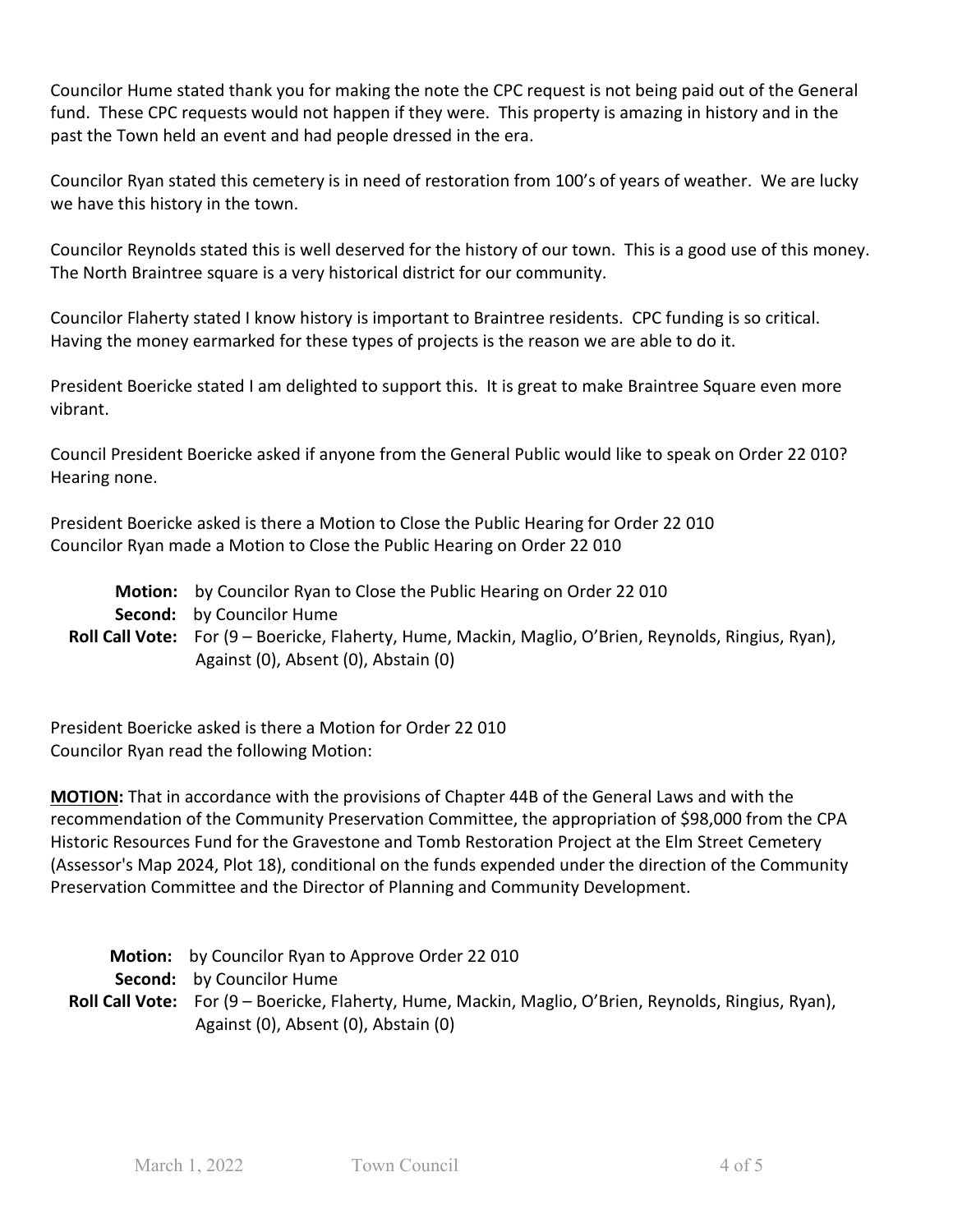Councilor Hume stated thank you for making the note the CPC request is not being paid out of the General fund. These CPC requests would not happen if they were. This property is amazing in history and in the past the Town held an event and had people dressed in the era.

Councilor Ryan stated this cemetery is in need of restoration from 100's of years of weather. We are lucky we have this history in the town.

Councilor Reynolds stated this is well deserved for the history of our town. This is a good use of this money. The North Braintree square is a very historical district for our community.

Councilor Flaherty stated I know history is important to Braintree residents. CPC funding is so critical. Having the money earmarked for these types of projects is the reason we are able to do it.

President Boericke stated I am delighted to support this. It is great to make Braintree Square even more vibrant.

Council President Boericke asked if anyone from the General Public would like to speak on Order 22 010? Hearing none.

President Boericke asked is there a Motion to Close the Public Hearing for Order 22 010
Councilor Ryan made a Motion to Close the Public Hearing on Order 22 010

**Motion:** by Councilor Ryan to Close the Public Hearing on Order 22 010
**Second:** by Councilor Hume
**Roll Call Vote:** For (9 – Boericke, Flaherty, Hume, Mackin, Maglio, O'Brien, Reynolds, Ringius, Ryan), Against (0), Absent (0), Abstain (0)

President Boericke asked is there a Motion for Order 22 010
Councilor Ryan read the following Motion:

**MOTION:** That in accordance with the provisions of Chapter 44B of the General Laws and with the recommendation of the Community Preservation Committee, the appropriation of $98,000 from the CPA Historic Resources Fund for the Gravestone and Tomb Restoration Project at the Elm Street Cemetery (Assessor's Map 2024, Plot 18), conditional on the funds expended under the direction of the Community Preservation Committee and the Director of Planning and Community Development.

**Motion:** by Councilor Ryan to Approve Order 22 010
**Second:** by Councilor Hume
**Roll Call Vote:** For (9 – Boericke, Flaherty, Hume, Mackin, Maglio, O'Brien, Reynolds, Ringius, Ryan), Against (0), Absent (0), Abstain (0)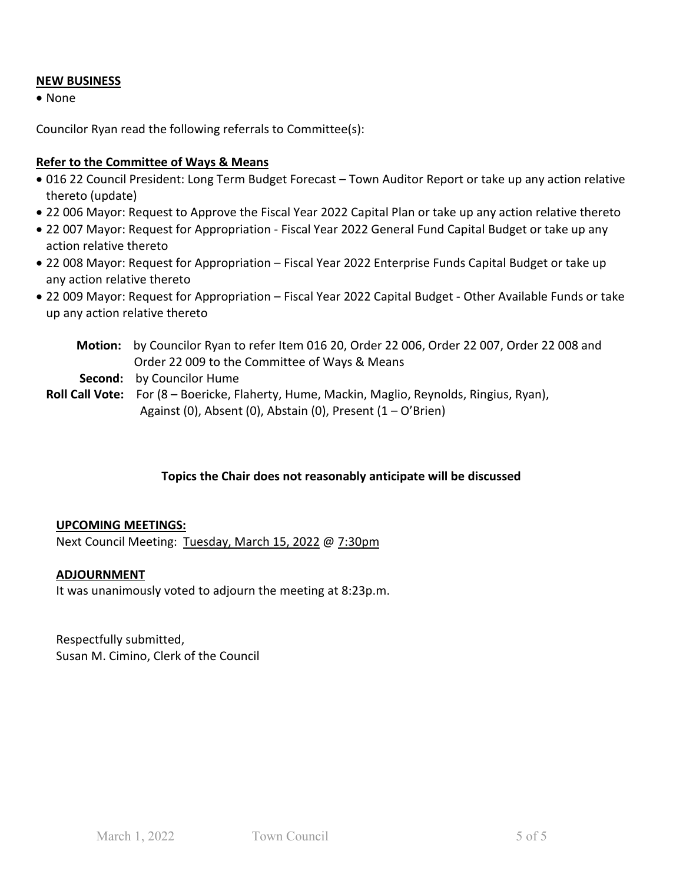**NEW BUSINESS**

- None

Councilor Ryan read the following referrals to Committee(s):

**Refer to the Committee of Ways & Means**

- 016 22 Council President: Long Term Budget Forecast – Town Auditor Report or take up any action relative thereto (update)
- 22 006 Mayor: Request to Approve the Fiscal Year 2022 Capital Plan or take up any action relative thereto
- 22 007 Mayor: Request for Appropriation - Fiscal Year 2022 General Fund Capital Budget or take up any action relative thereto
- 22 008 Mayor: Request for Appropriation – Fiscal Year 2022 Enterprise Funds Capital Budget or take up any action relative thereto
- 22 009 Mayor: Request for Appropriation – Fiscal Year 2022 Capital Budget - Other Available Funds or take up any action relative thereto

**Motion:** by Councilor Ryan to refer Item 016 20, Order 22 006, Order 22 007, Order 22 008 and Order 22 009 to the Committee of Ways & Means
**Second:** by Councilor Hume
**Roll Call Vote:** For (8 – Boericke, Flaherty, Hume, Mackin, Maglio, Reynolds, Ringius, Ryan), Against (0), Absent (0), Abstain (0), Present (1 – O'Brien)

**Topics the Chair does not reasonably anticipate will be discussed**

**UPCOMING MEETINGS:**
Next Council Meeting: Tuesday, March 15, 2022 @ 7:30pm

**ADJOURNMENT**
It was unanimously voted to adjourn the meeting at 8:23p.m.

Respectfully submitted,
Susan M. Cimino, Clerk of the Council